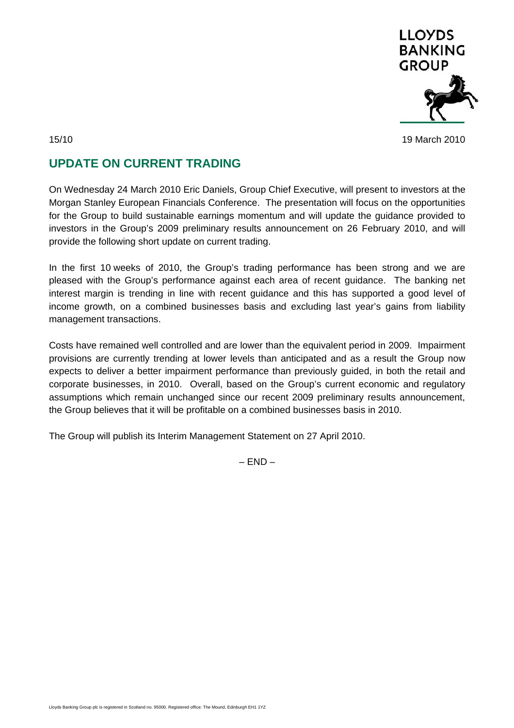LLOYDS BANKING GROUP

15/10

19 March 2010

## UPDATE ON CURRENT TRADING

On Wednesday 24 March 2010 Eric Daniels, Group Chief Executive, will present to investors at the Morgan Stanley European Financials Conference. The presentation will focus on the opportunities for the Group to build sustainable earnings momentum and will update the guidance provided to investors in the Group's 2009 preliminary results announcement on 26 February 2010, and will provide the following short update on current trading.

In the first 10 weeks of 2010, the Group's trading performance has been strong and we are pleased with the Group's performance against each area of recent guidance. The banking net interest margin is trending in line with recent guidance and this has supported a good level of income growth, on a combined businesses basis and excluding last year's gains from liability management transactions.

Costs have remained well controlled and are lower than the equivalent period in 2009. Impairment provisions are currently trending at lower levels than anticipated and as a result the Group now expects to deliver a better impairment performance than previously guided, in both the retail and corporate businesses, in 2010. Overall, based on the Group's current economic and regulatory assumptions which remain unchanged since our recent 2009 preliminary results announcement, the Group believes that it will be profitable on a combined businesses basis in 2010.

The Group will publish its Interim Management Statement on 27 April 2010.

– END –

Lloyds Banking Group plc is registered in Scotland no. 95000. Registered office: The Mound, Edinburgh EH1 1YZ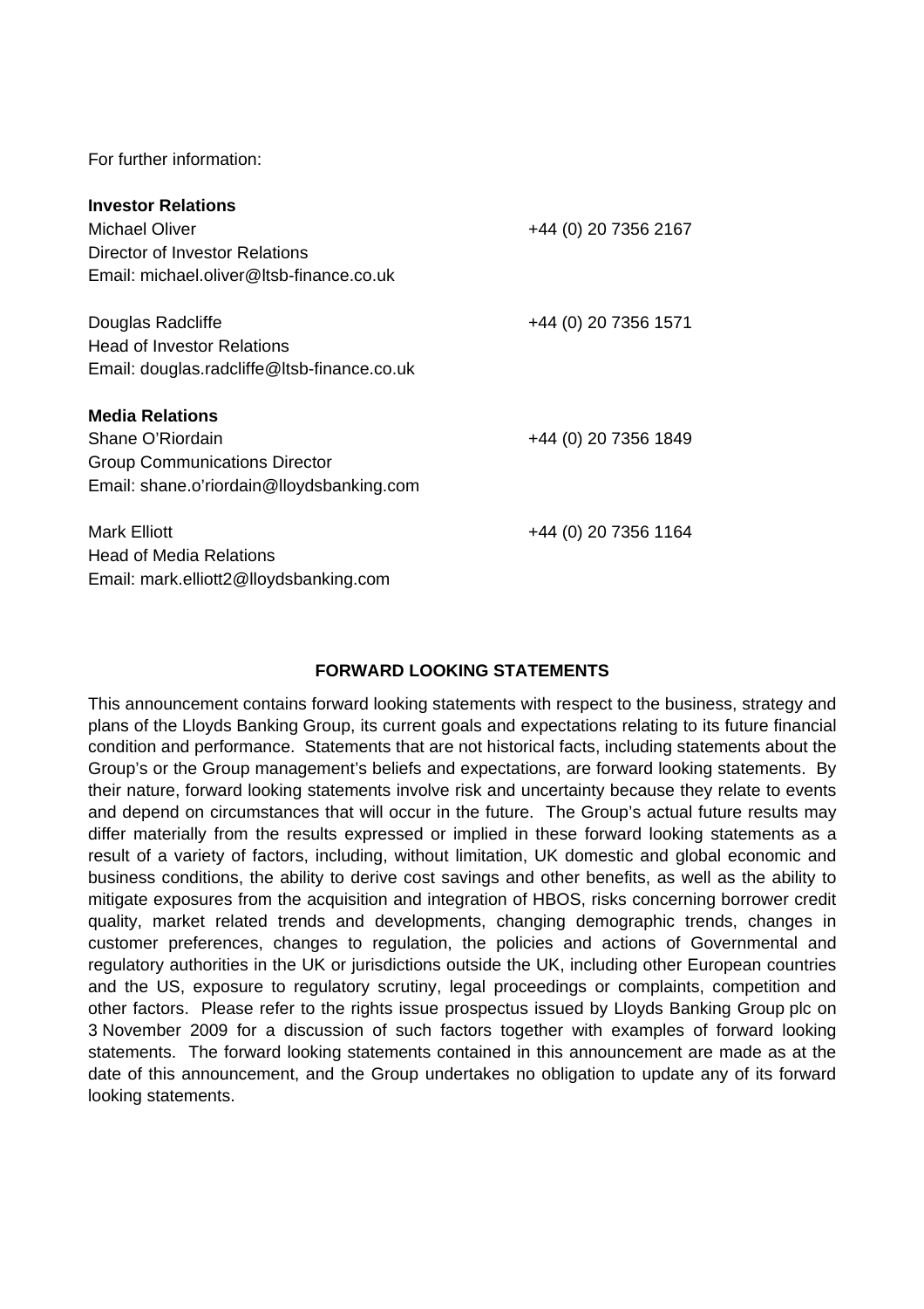For further information:

**Investor Relations**

Michael Oliver +44 (0) 20 7356 2167
Director of Investor Relations
Email: michael.oliver@ltsb-finance.co.uk

Douglas Radcliffe +44 (0) 20 7356 1571
Head of Investor Relations
Email: douglas.radcliffe@ltsb-finance.co.uk

**Media Relations**

Shane O'Riordain +44 (0) 20 7356 1849
Group Communications Director
Email: shane.o'riordain@lloydsbanking.com

Mark Elliott +44 (0) 20 7356 1164
Head of Media Relations
Email: mark.elliott2@lloydsbanking.com

**FORWARD LOOKING STATEMENTS**

This announcement contains forward looking statements with respect to the business, strategy and plans of the Lloyds Banking Group, its current goals and expectations relating to its future financial condition and performance. Statements that are not historical facts, including statements about the Group's or the Group management's beliefs and expectations, are forward looking statements. By their nature, forward looking statements involve risk and uncertainty because they relate to events and depend on circumstances that will occur in the future. The Group's actual future results may differ materially from the results expressed or implied in these forward looking statements as a result of a variety of factors, including, without limitation, UK domestic and global economic and business conditions, the ability to derive cost savings and other benefits, as well as the ability to mitigate exposures from the acquisition and integration of HBOS, risks concerning borrower credit quality, market related trends and developments, changing demographic trends, changes in customer preferences, changes to regulation, the policies and actions of Governmental and regulatory authorities in the UK or jurisdictions outside the UK, including other European countries and the US, exposure to regulatory scrutiny, legal proceedings or complaints, competition and other factors. Please refer to the rights issue prospectus issued by Lloyds Banking Group plc on 3 November 2009 for a discussion of such factors together with examples of forward looking statements. The forward looking statements contained in this announcement are made as at the date of this announcement, and the Group undertakes no obligation to update any of its forward looking statements.